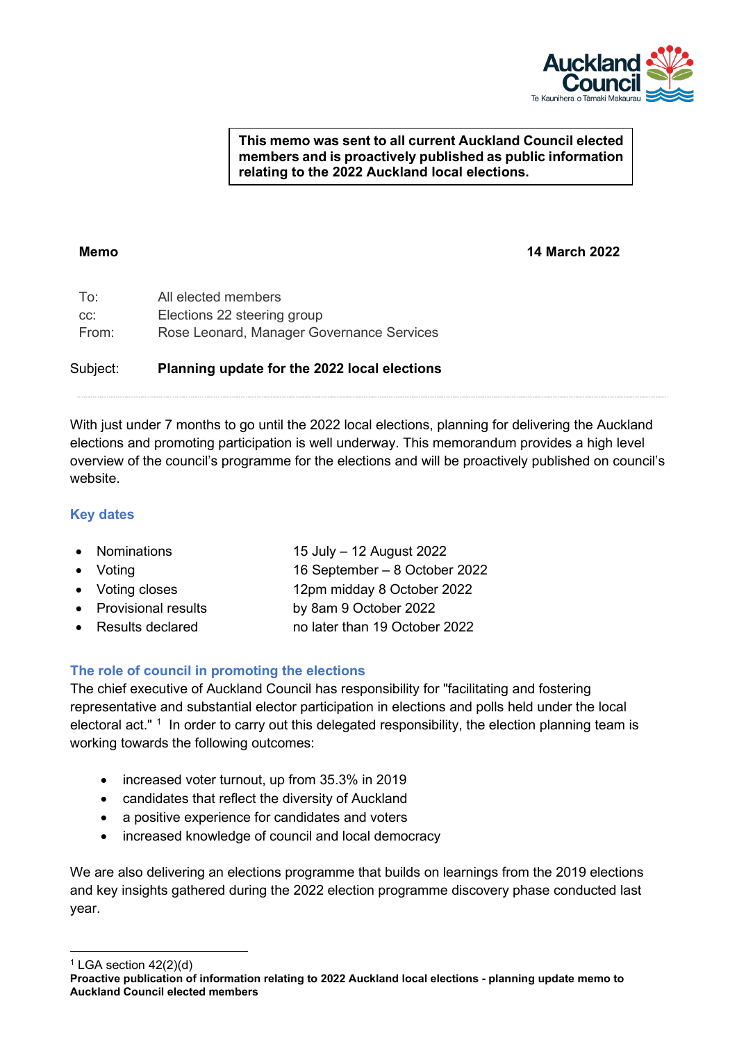**This memo was sent to all current Auckland Council elected members and is proactively published as public information relating to the 2022 Auckland local elections.**

**Memo** **14 March 2022**

To: All elected members
cc: Elections 22 steering group
From: Rose Leonard, Manager Governance Services

Subject: **Planning update for the 2022 local elections**

---

With just under 7 months to go until the 2022 local elections, planning for delivering the Auckland elections and promoting participation is well underway. This memorandum provides a high level overview of the council's programme for the elections and will be proactively published on council's website.

## Key dates

| | |
|---|---|
| • Nominations | 15 July – 12 August 2022 |
| • Voting | 16 September – 8 October 2022 |
| • Voting closes | 12pm midday 8 October 2022 |
| • Provisional results | by 8am 9 October 2022 |
| • Results declared | no later than 19 October 2022 |

## The role of council in promoting the elections

The chief executive of Auckland Council has responsibility for "facilitating and fostering representative and substantial elector participation in elections and polls held under the local electoral act." [1] In order to carry out this delegated responsibility, the election planning team is working towards the following outcomes:

- increased voter turnout, up from 35.3% in 2019
- candidates that reflect the diversity of Auckland
- a positive experience for candidates and voters
- increased knowledge of council and local democracy

We are also delivering an elections programme that builds on learnings from the 2019 elections and key insights gathered during the 2022 election programme discovery phase conducted last year.

---

[1] LGA section 42(2)(d)

**Proactive publication of information relating to 2022 Auckland local elections - planning update memo to Auckland Council elected members**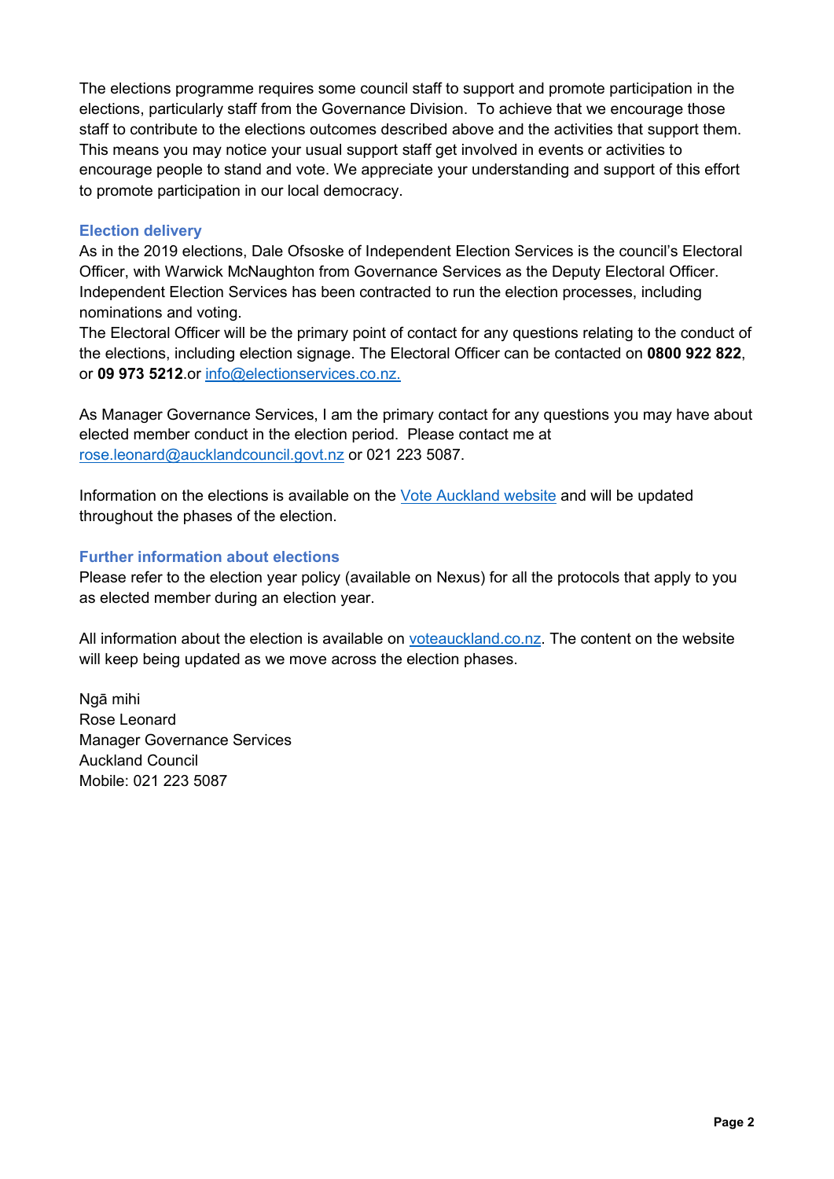The elections programme requires some council staff to support and promote participation in the elections, particularly staff from the Governance Division. To achieve that we encourage those staff to contribute to the elections outcomes described above and the activities that support them. This means you may notice your usual support staff get involved in events or activities to encourage people to stand and vote. We appreciate your understanding and support of this effort to promote participation in our local democracy.

### Election delivery

As in the 2019 elections, Dale Ofsoske of Independent Election Services is the council's Electoral Officer, with Warwick McNaughton from Governance Services as the Deputy Electoral Officer. Independent Election Services has been contracted to run the election processes, including nominations and voting.

The Electoral Officer will be the primary point of contact for any questions relating to the conduct of the elections, including election signage. The Electoral Officer can be contacted on **0800 922 822**, or **09 973 5212**.or info@electionservices.co.nz.

As Manager Governance Services, I am the primary contact for any questions you may have about elected member conduct in the election period. Please contact me at rose.leonard@aucklandcouncil.govt.nz or 021 223 5087.

Information on the elections is available on the Vote Auckland website and will be updated throughout the phases of the election.

### Further information about elections

Please refer to the election year policy (available on Nexus) for all the protocols that apply to you as elected member during an election year.

All information about the election is available on voteauckland.co.nz. The content on the website will keep being updated as we move across the election phases.

Ngā mihi
Rose Leonard
Manager Governance Services
Auckland Council
Mobile: 021 223 5087